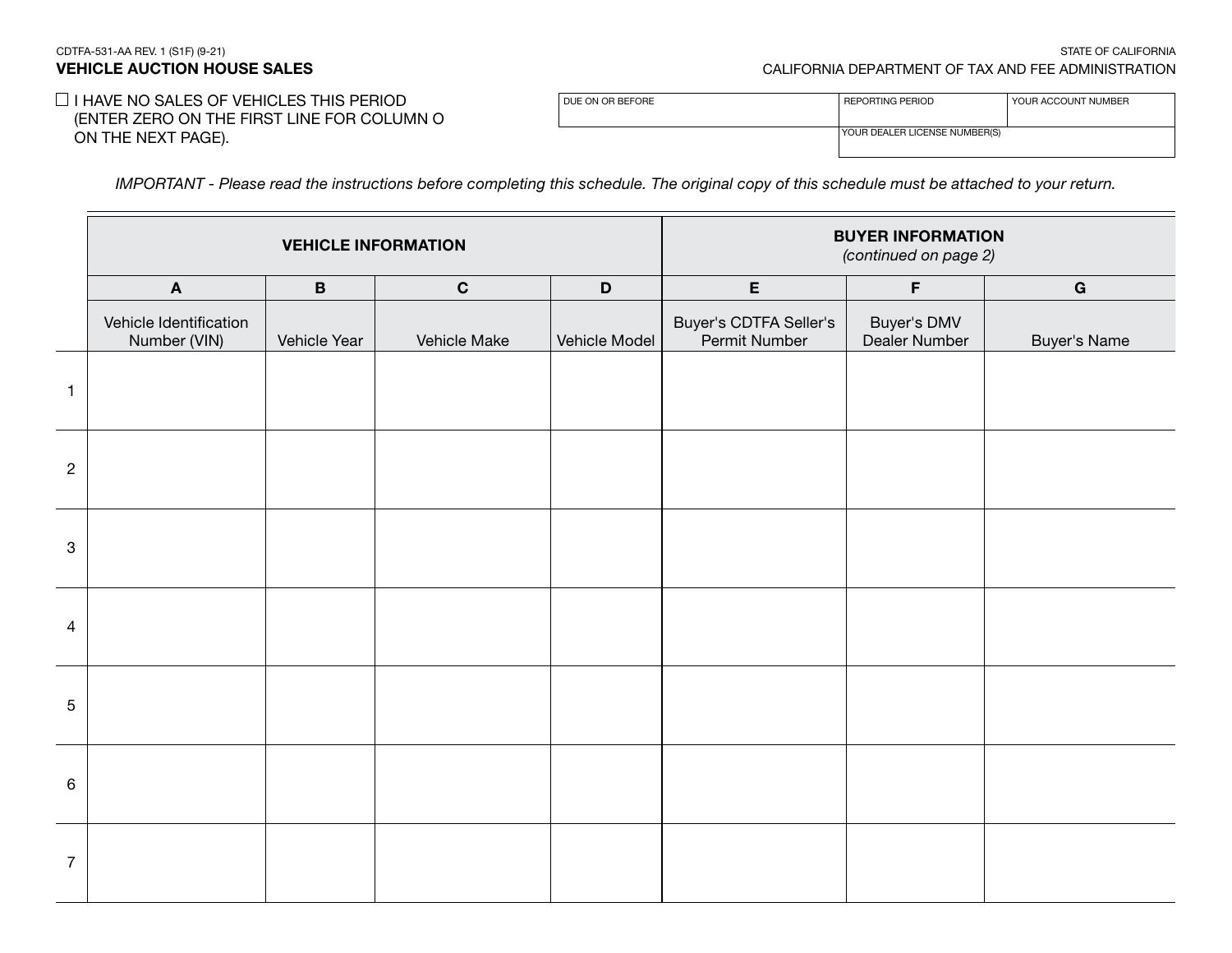CDTFA-531-AA REV. 1 (S1F) (9-21)

**VEHICLE AUCTION HOUSE SALES**

STATE OF CALIFORNIA

CALIFORNIA DEPARTMENT OF TAX AND FEE ADMINISTRATION

☐ I HAVE NO SALES OF VEHICLES THIS PERIOD (ENTER ZERO ON THE FIRST LINE FOR COLUMN O ON THE NEXT PAGE).

| DUE ON OR BEFORE | REPORTING PERIOD | YOUR ACCOUNT NUMBER |
|---|---|---|
| | | |
| | YOUR DEALER LICENSE NUMBER(S) | |

*IMPORTANT - Please read the instructions before completing this schedule. The original copy of this schedule must be attached to your return.*

| | **VEHICLE INFORMATION** | | | | **BUYER INFORMATION** *(continued on page 2)* | | |
|---|---|---|---|---|---|---|---|
| | **A** | **B** | **C** | **D** | **E** | **F** | **G** |
| | Vehicle Identification Number (VIN) | Vehicle Year | Vehicle Make | Vehicle Model | Buyer's CDTFA Seller's Permit Number | Buyer's DMV Dealer Number | Buyer's Name |
| 1 | | | | | | | |
| 2 | | | | | | | |
| 3 | | | | | | | |
| 4 | | | | | | | |
| 5 | | | | | | | |
| 6 | | | | | | | |
| 7 | | | | | | | |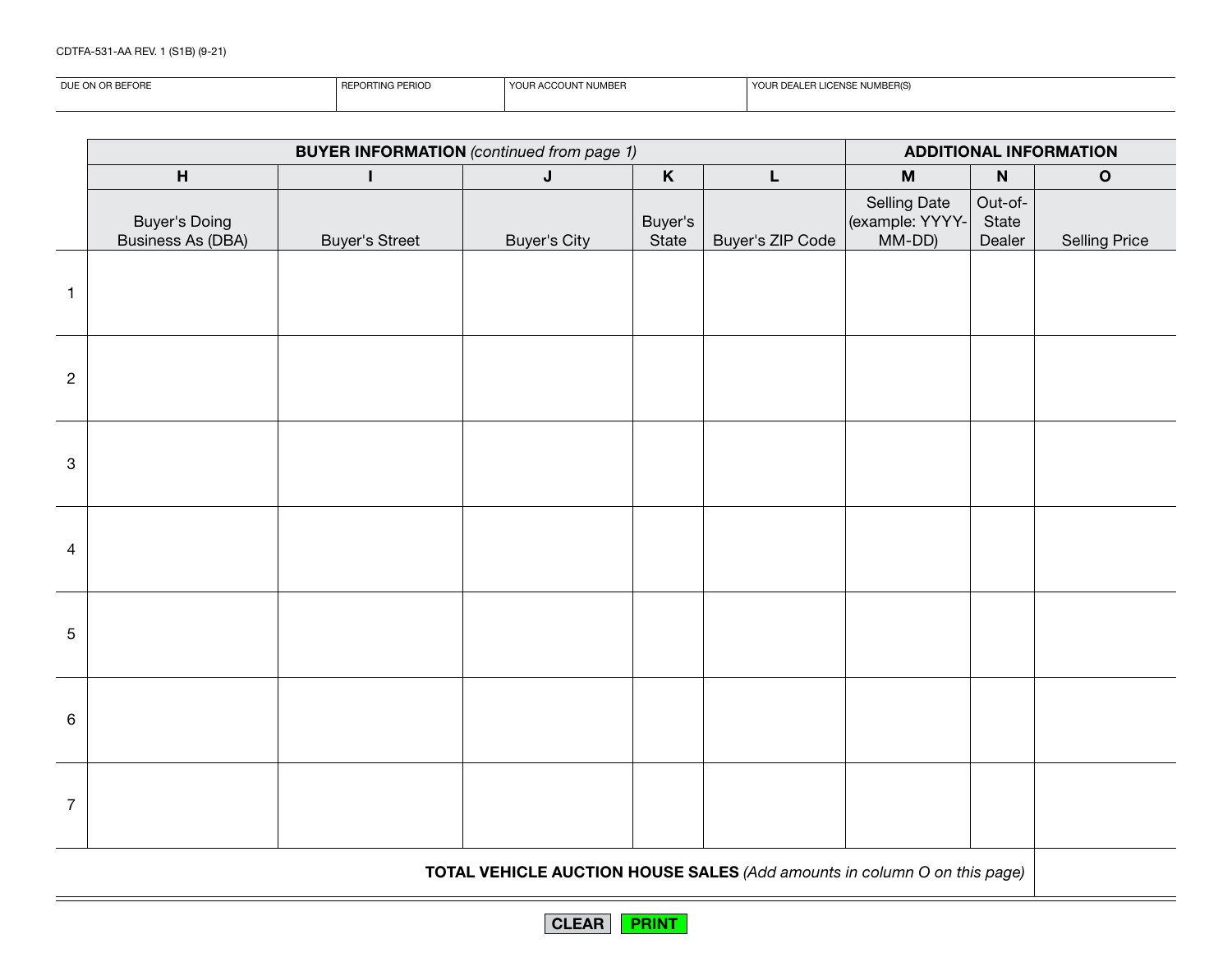CDTFA-531-AA REV. 1 (S1B) (9-21)

| DUE ON OR BEFORE | REPORTING PERIOD | YOUR ACCOUNT NUMBER | YOUR DEALER LICENSE NUMBER(S) |
|---|---|---|---|
| | | | |

| | **BUYER INFORMATION** *(continued from page 1)* | | | | | **ADDITIONAL INFORMATION** | | |
|---|---|---|---|---|---|---|---|---|
| | **H** | **I** | **J** | **K** | **L** | **M** | **N** | **O** |
| | Buyer's Doing Business As (DBA) | Buyer's Street | Buyer's City | Buyer's State | Buyer's ZIP Code | Selling Date (example: YYYY-MM-DD) | Out-of-State Dealer | Selling Price |
| 1 | | | | | | | | |
| 2 | | | | | | | | |
| 3 | | | | | | | | |
| 4 | | | | | | | | |
| 5 | | | | | | | | |
| 6 | | | | | | | | |
| 7 | | | | | | | | |
| | **TOTAL VEHICLE AUCTION HOUSE SALES** *(Add amounts in column O on this page)* | | | | | | | |

CLEAR PRINT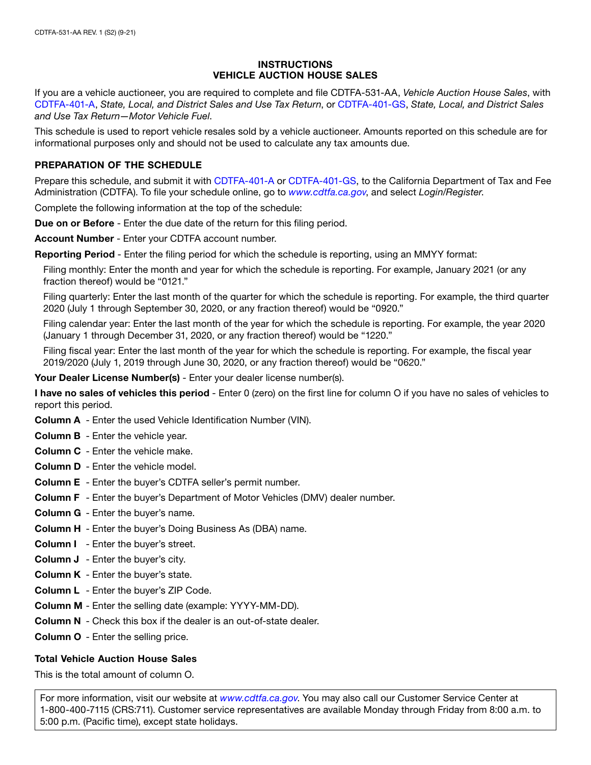CDTFA-531-AA REV. 1 (S2) (9-21)

# INSTRUCTIONS
# VEHICLE AUCTION HOUSE SALES

If you are a vehicle auctioneer, you are required to complete and file CDTFA-531-AA, *Vehicle Auction House Sales*, with CDTFA-401-A, *State, Local, and District Sales and Use Tax Return*, or CDTFA-401-GS, *State, Local, and District Sales and Use Tax Return—Motor Vehicle Fuel*.

This schedule is used to report vehicle resales sold by a vehicle auctioneer. Amounts reported on this schedule are for informational purposes only and should not be used to calculate any tax amounts due.

## PREPARATION OF THE SCHEDULE

Prepare this schedule, and submit it with CDTFA-401-A or CDTFA-401-GS, to the California Department of Tax and Fee Administration (CDTFA). To file your schedule online, go to *www.cdtfa.ca.gov*, and select *Login/Register*.

Complete the following information at the top of the schedule:

**Due on or Before** - Enter the due date of the return for this filing period.

**Account Number** - Enter your CDTFA account number.

**Reporting Period** - Enter the filing period for which the schedule is reporting, using an MMYY format:

Filing monthly: Enter the month and year for which the schedule is reporting. For example, January 2021 (or any fraction thereof) would be "0121."

Filing quarterly: Enter the last month of the quarter for which the schedule is reporting. For example, the third quarter 2020 (July 1 through September 30, 2020, or any fraction thereof) would be "0920."

Filing calendar year: Enter the last month of the year for which the schedule is reporting. For example, the year 2020 (January 1 through December 31, 2020, or any fraction thereof) would be "1220."

Filing fiscal year: Enter the last month of the year for which the schedule is reporting. For example, the fiscal year 2019/2020 (July 1, 2019 through June 30, 2020, or any fraction thereof) would be "0620."

**Your Dealer License Number(s)** - Enter your dealer license number(s).

**I have no sales of vehicles this period** - Enter 0 (zero) on the first line for column O if you have no sales of vehicles to report this period.

**Column A** - Enter the used Vehicle Identification Number (VIN).

**Column B** - Enter the vehicle year.

**Column C** - Enter the vehicle make.

**Column D** - Enter the vehicle model.

**Column E** - Enter the buyer's CDTFA seller's permit number.

**Column F** - Enter the buyer's Department of Motor Vehicles (DMV) dealer number.

**Column G** - Enter the buyer's name.

**Column H** - Enter the buyer's Doing Business As (DBA) name.

**Column I** - Enter the buyer's street.

**Column J** - Enter the buyer's city.

**Column K** - Enter the buyer's state.

**Column L** - Enter the buyer's ZIP Code.

**Column M** - Enter the selling date (example: YYYY-MM-DD).

**Column N** - Check this box if the dealer is an out-of-state dealer.

**Column O** - Enter the selling price.

### Total Vehicle Auction House Sales

This is the total amount of column O.

For more information, visit our website at *www.cdtfa.ca.gov*. You may also call our Customer Service Center at 1-800-400-7115 (CRS:711). Customer service representatives are available Monday through Friday from 8:00 a.m. to 5:00 p.m. (Pacific time), except state holidays.